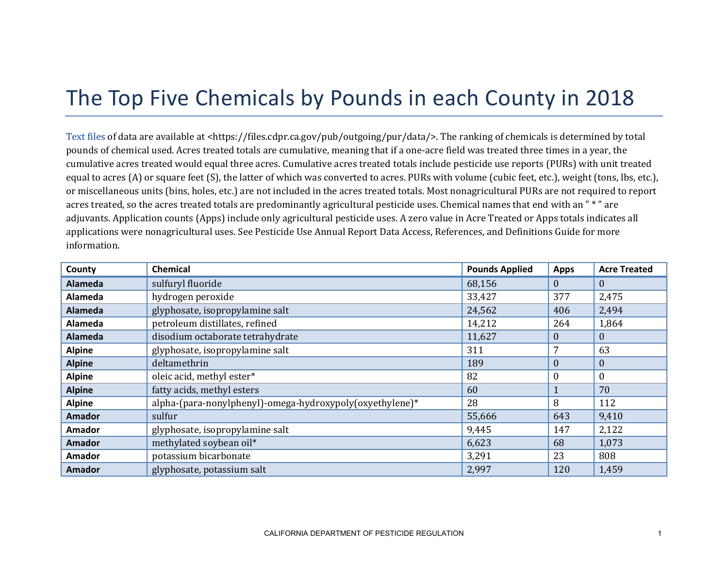# The Top Five Chemicals by Pounds in each County in 2018

Text files of data are available at <https://files.cdpr.ca.gov/pub/outgoing/pur/data/>. The ranking of chemicals is determined by total pounds of chemical used. Acres treated totals are cumulative, meaning that if a one-acre field was treated three times in a year, the cumulative acres treated would equal three acres. Cumulative acres treated totals include pesticide use reports (PURs) with unit treated equal to acres (A) or square feet (S), the latter of which was converted to acres. PURs with volume (cubic feet, etc.), weight (tons, lbs, etc.), or miscellaneous units (bins, holes, etc.) are not included in the acres treated totals. Most nonagricultural PURs are not required to report acres treated, so the acres treated totals are predominantly agricultural pesticide uses. Chemical names that end with an " * " are adjuvants. Application counts (Apps) include only agricultural pesticide uses. A zero value in Acre Treated or Apps totals indicates all applications were nonagricultural uses. See Pesticide Use Annual Report Data Access, References, and Definitions Guide for more information.

| County | Chemical | Pounds Applied | Apps | Acre Treated |
|---|---|---|---|---|
| **Alameda** | sulfuryl fluoride | 68,156 | 0 | 0 |
| **Alameda** | hydrogen peroxide | 33,427 | 377 | 2,475 |
| **Alameda** | glyphosate, isopropylamine salt | 24,562 | 406 | 2,494 |
| **Alameda** | petroleum distillates, refined | 14,212 | 264 | 1,864 |
| **Alameda** | disodium octaborate tetrahydrate | 11,627 | 0 | 0 |
| **Alpine** | glyphosate, isopropylamine salt | 311 | 7 | 63 |
| **Alpine** | deltamethrin | 189 | 0 | 0 |
| **Alpine** | oleic acid, methyl ester* | 82 | 0 | 0 |
| **Alpine** | fatty acids, methyl esters | 60 | 1 | 70 |
| **Alpine** | alpha-(para-nonylphenyl)-omega-hydroxypoly(oxyethylene)* | 28 | 8 | 112 |
| **Amador** | sulfur | 55,666 | 643 | 9,410 |
| **Amador** | glyphosate, isopropylamine salt | 9,445 | 147 | 2,122 |
| **Amador** | methylated soybean oil* | 6,623 | 68 | 1,073 |
| **Amador** | potassium bicarbonate | 3,291 | 23 | 808 |
| **Amador** | glyphosate, potassium salt | 2,997 | 120 | 1,459 |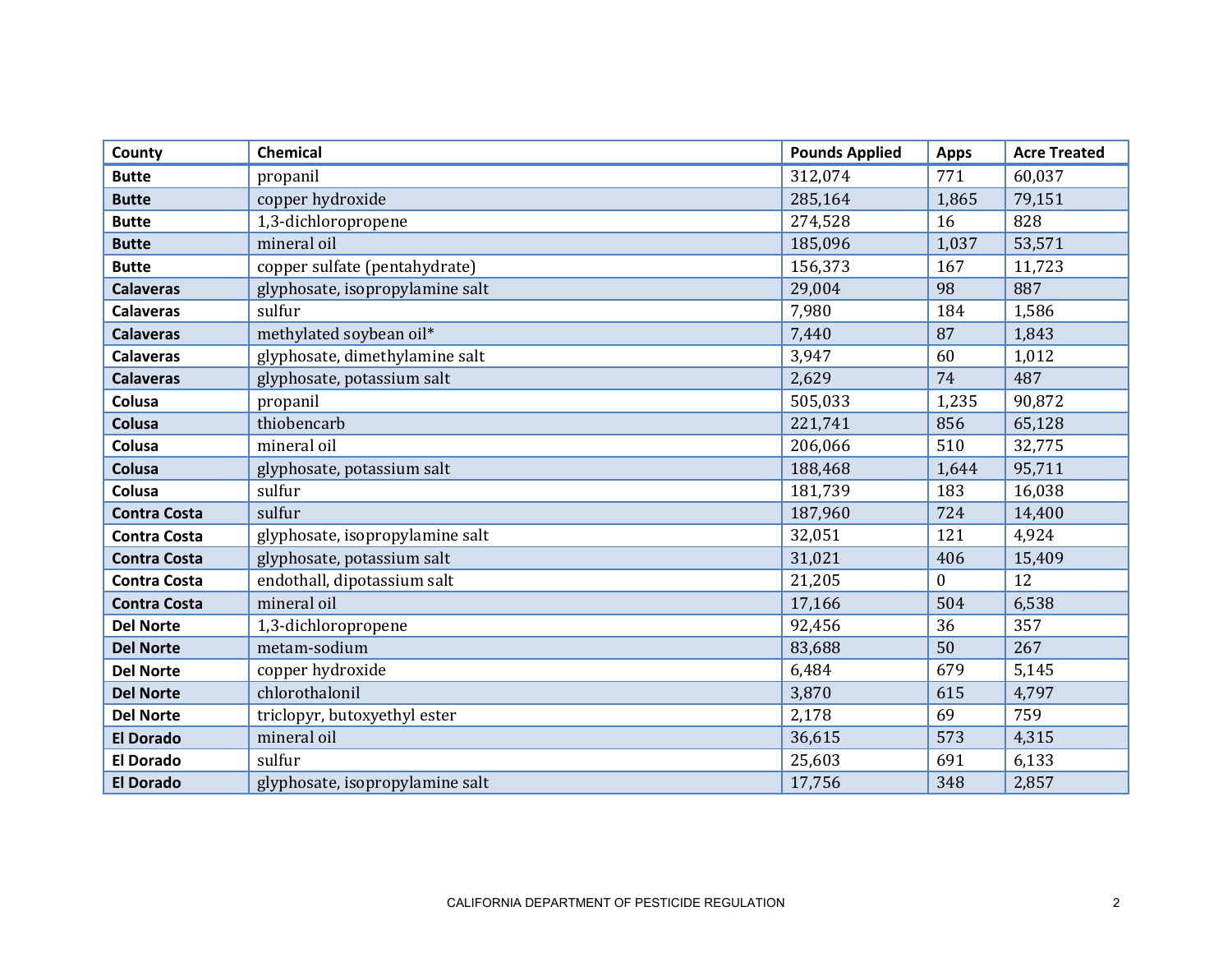| County | Chemical | Pounds Applied | Apps | Acre Treated |
| --- | --- | --- | --- | --- |
| **Butte** | propanil | 312,074 | 771 | 60,037 |
| **Butte** | copper hydroxide | 285,164 | 1,865 | 79,151 |
| **Butte** | 1,3-dichloropropene | 274,528 | 16 | 828 |
| **Butte** | mineral oil | 185,096 | 1,037 | 53,571 |
| **Butte** | copper sulfate (pentahydrate) | 156,373 | 167 | 11,723 |
| **Calaveras** | glyphosate, isopropylamine salt | 29,004 | 98 | 887 |
| **Calaveras** | sulfur | 7,980 | 184 | 1,586 |
| **Calaveras** | methylated soybean oil* | 7,440 | 87 | 1,843 |
| **Calaveras** | glyphosate, dimethylamine salt | 3,947 | 60 | 1,012 |
| **Calaveras** | glyphosate, potassium salt | 2,629 | 74 | 487 |
| **Colusa** | propanil | 505,033 | 1,235 | 90,872 |
| **Colusa** | thiobencarb | 221,741 | 856 | 65,128 |
| **Colusa** | mineral oil | 206,066 | 510 | 32,775 |
| **Colusa** | glyphosate, potassium salt | 188,468 | 1,644 | 95,711 |
| **Colusa** | sulfur | 181,739 | 183 | 16,038 |
| **Contra Costa** | sulfur | 187,960 | 724 | 14,400 |
| **Contra Costa** | glyphosate, isopropylamine salt | 32,051 | 121 | 4,924 |
| **Contra Costa** | glyphosate, potassium salt | 31,021 | 406 | 15,409 |
| **Contra Costa** | endothall, dipotassium salt | 21,205 | 0 | 12 |
| **Contra Costa** | mineral oil | 17,166 | 504 | 6,538 |
| **Del Norte** | 1,3-dichloropropene | 92,456 | 36 | 357 |
| **Del Norte** | metam-sodium | 83,688 | 50 | 267 |
| **Del Norte** | copper hydroxide | 6,484 | 679 | 5,145 |
| **Del Norte** | chlorothalonil | 3,870 | 615 | 4,797 |
| **Del Norte** | triclopyr, butoxyethyl ester | 2,178 | 69 | 759 |
| **El Dorado** | mineral oil | 36,615 | 573 | 4,315 |
| **El Dorado** | sulfur | 25,603 | 691 | 6,133 |
| **El Dorado** | glyphosate, isopropylamine salt | 17,756 | 348 | 2,857 |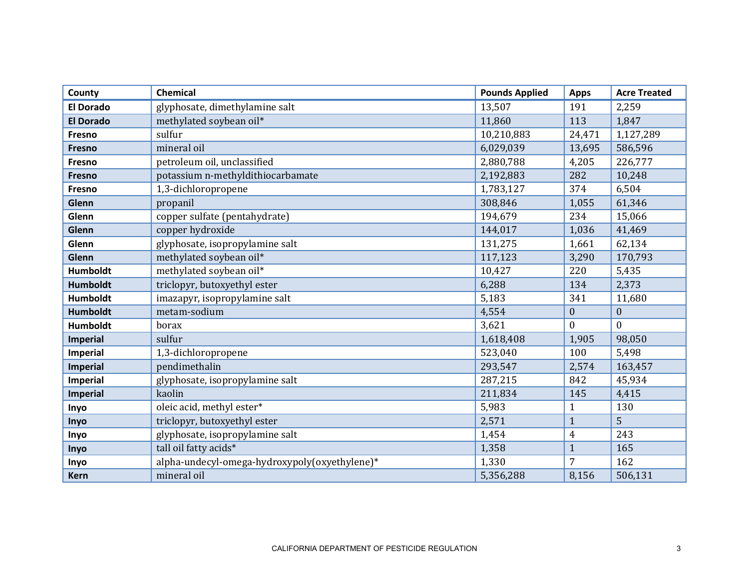| County | Chemical | Pounds Applied | Apps | Acre Treated |
|---|---|---|---|---|
| **El Dorado** | glyphosate, dimethylamine salt | 13,507 | 191 | 2,259 |
| **El Dorado** | methylated soybean oil* | 11,860 | 113 | 1,847 |
| **Fresno** | sulfur | 10,210,883 | 24,471 | 1,127,289 |
| **Fresno** | mineral oil | 6,029,039 | 13,695 | 586,596 |
| **Fresno** | petroleum oil, unclassified | 2,880,788 | 4,205 | 226,777 |
| **Fresno** | potassium n-methyldithiocarbamate | 2,192,883 | 282 | 10,248 |
| **Fresno** | 1,3-dichloropropene | 1,783,127 | 374 | 6,504 |
| **Glenn** | propanil | 308,846 | 1,055 | 61,346 |
| **Glenn** | copper sulfate (pentahydrate) | 194,679 | 234 | 15,066 |
| **Glenn** | copper hydroxide | 144,017 | 1,036 | 41,469 |
| **Glenn** | glyphosate, isopropylamine salt | 131,275 | 1,661 | 62,134 |
| **Glenn** | methylated soybean oil* | 117,123 | 3,290 | 170,793 |
| **Humboldt** | methylated soybean oil* | 10,427 | 220 | 5,435 |
| **Humboldt** | triclopyr, butoxyethyl ester | 6,288 | 134 | 2,373 |
| **Humboldt** | imazapyr, isopropylamine salt | 5,183 | 341 | 11,680 |
| **Humboldt** | metam-sodium | 4,554 | 0 | 0 |
| **Humboldt** | borax | 3,621 | 0 | 0 |
| **Imperial** | sulfur | 1,618,408 | 1,905 | 98,050 |
| **Imperial** | 1,3-dichloropropene | 523,040 | 100 | 5,498 |
| **Imperial** | pendimethalin | 293,547 | 2,574 | 163,457 |
| **Imperial** | glyphosate, isopropylamine salt | 287,215 | 842 | 45,934 |
| **Imperial** | kaolin | 211,834 | 145 | 4,415 |
| **Inyo** | oleic acid, methyl ester* | 5,983 | 1 | 130 |
| **Inyo** | triclopyr, butoxyethyl ester | 2,571 | 1 | 5 |
| **Inyo** | glyphosate, isopropylamine salt | 1,454 | 4 | 243 |
| **Inyo** | tall oil fatty acids* | 1,358 | 1 | 165 |
| **Inyo** | alpha-undecyl-omega-hydroxypoly(oxyethylene)* | 1,330 | 7 | 162 |
| **Kern** | mineral oil | 5,356,288 | 8,156 | 506,131 |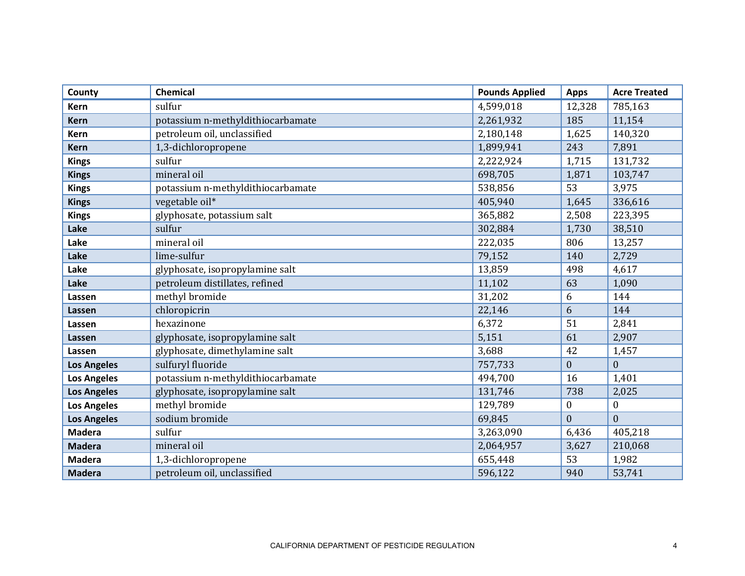| County | Chemical | Pounds Applied | Apps | Acre Treated |
|---|---|---|---|---|
| **Kern** | sulfur | 4,599,018 | 12,328 | 785,163 |
| **Kern** | potassium n-methyldithiocarbamate | 2,261,932 | 185 | 11,154 |
| **Kern** | petroleum oil, unclassified | 2,180,148 | 1,625 | 140,320 |
| **Kern** | 1,3-dichloropropene | 1,899,941 | 243 | 7,891 |
| **Kings** | sulfur | 2,222,924 | 1,715 | 131,732 |
| **Kings** | mineral oil | 698,705 | 1,871 | 103,747 |
| **Kings** | potassium n-methyldithiocarbamate | 538,856 | 53 | 3,975 |
| **Kings** | vegetable oil* | 405,940 | 1,645 | 336,616 |
| **Kings** | glyphosate, potassium salt | 365,882 | 2,508 | 223,395 |
| **Lake** | sulfur | 302,884 | 1,730 | 38,510 |
| **Lake** | mineral oil | 222,035 | 806 | 13,257 |
| **Lake** | lime-sulfur | 79,152 | 140 | 2,729 |
| **Lake** | glyphosate, isopropylamine salt | 13,859 | 498 | 4,617 |
| **Lake** | petroleum distillates, refined | 11,102 | 63 | 1,090 |
| **Lassen** | methyl bromide | 31,202 | 6 | 144 |
| **Lassen** | chloropicrin | 22,146 | 6 | 144 |
| **Lassen** | hexazinone | 6,372 | 51 | 2,841 |
| **Lassen** | glyphosate, isopropylamine salt | 5,151 | 61 | 2,907 |
| **Lassen** | glyphosate, dimethylamine salt | 3,688 | 42 | 1,457 |
| **Los Angeles** | sulfuryl fluoride | 757,733 | 0 | 0 |
| **Los Angeles** | potassium n-methyldithiocarbamate | 494,700 | 16 | 1,401 |
| **Los Angeles** | glyphosate, isopropylamine salt | 131,746 | 738 | 2,025 |
| **Los Angeles** | methyl bromide | 129,789 | 0 | 0 |
| **Los Angeles** | sodium bromide | 69,845 | 0 | 0 |
| **Madera** | sulfur | 3,263,090 | 6,436 | 405,218 |
| **Madera** | mineral oil | 2,064,957 | 3,627 | 210,068 |
| **Madera** | 1,3-dichloropropene | 655,448 | 53 | 1,982 |
| **Madera** | petroleum oil, unclassified | 596,122 | 940 | 53,741 |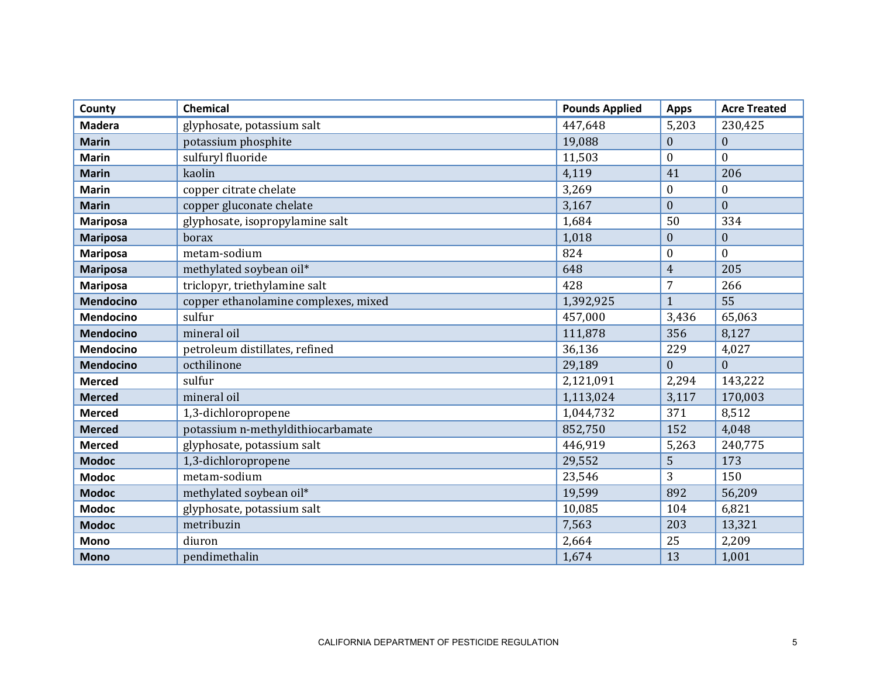| County | Chemical | Pounds Applied | Apps | Acre Treated |
|---|---|---|---|---|
| **Madera** | glyphosate, potassium salt | 447,648 | 5,203 | 230,425 |
| **Marin** | potassium phosphite | 19,088 | 0 | 0 |
| **Marin** | sulfuryl fluoride | 11,503 | 0 | 0 |
| **Marin** | kaolin | 4,119 | 41 | 206 |
| **Marin** | copper citrate chelate | 3,269 | 0 | 0 |
| **Marin** | copper gluconate chelate | 3,167 | 0 | 0 |
| **Mariposa** | glyphosate, isopropylamine salt | 1,684 | 50 | 334 |
| **Mariposa** | borax | 1,018 | 0 | 0 |
| **Mariposa** | metam-sodium | 824 | 0 | 0 |
| **Mariposa** | methylated soybean oil* | 648 | 4 | 205 |
| **Mariposa** | triclopyr, triethylamine salt | 428 | 7 | 266 |
| **Mendocino** | copper ethanolamine complexes, mixed | 1,392,925 | 1 | 55 |
| **Mendocino** | sulfur | 457,000 | 3,436 | 65,063 |
| **Mendocino** | mineral oil | 111,878 | 356 | 8,127 |
| **Mendocino** | petroleum distillates, refined | 36,136 | 229 | 4,027 |
| **Mendocino** | octhilinone | 29,189 | 0 | 0 |
| **Merced** | sulfur | 2,121,091 | 2,294 | 143,222 |
| **Merced** | mineral oil | 1,113,024 | 3,117 | 170,003 |
| **Merced** | 1,3-dichloropropene | 1,044,732 | 371 | 8,512 |
| **Merced** | potassium n-methyldithiocarbamate | 852,750 | 152 | 4,048 |
| **Merced** | glyphosate, potassium salt | 446,919 | 5,263 | 240,775 |
| **Modoc** | 1,3-dichloropropene | 29,552 | 5 | 173 |
| **Modoc** | metam-sodium | 23,546 | 3 | 150 |
| **Modoc** | methylated soybean oil* | 19,599 | 892 | 56,209 |
| **Modoc** | glyphosate, potassium salt | 10,085 | 104 | 6,821 |
| **Modoc** | metribuzin | 7,563 | 203 | 13,321 |
| **Mono** | diuron | 2,664 | 25 | 2,209 |
| **Mono** | pendimethalin | 1,674 | 13 | 1,001 |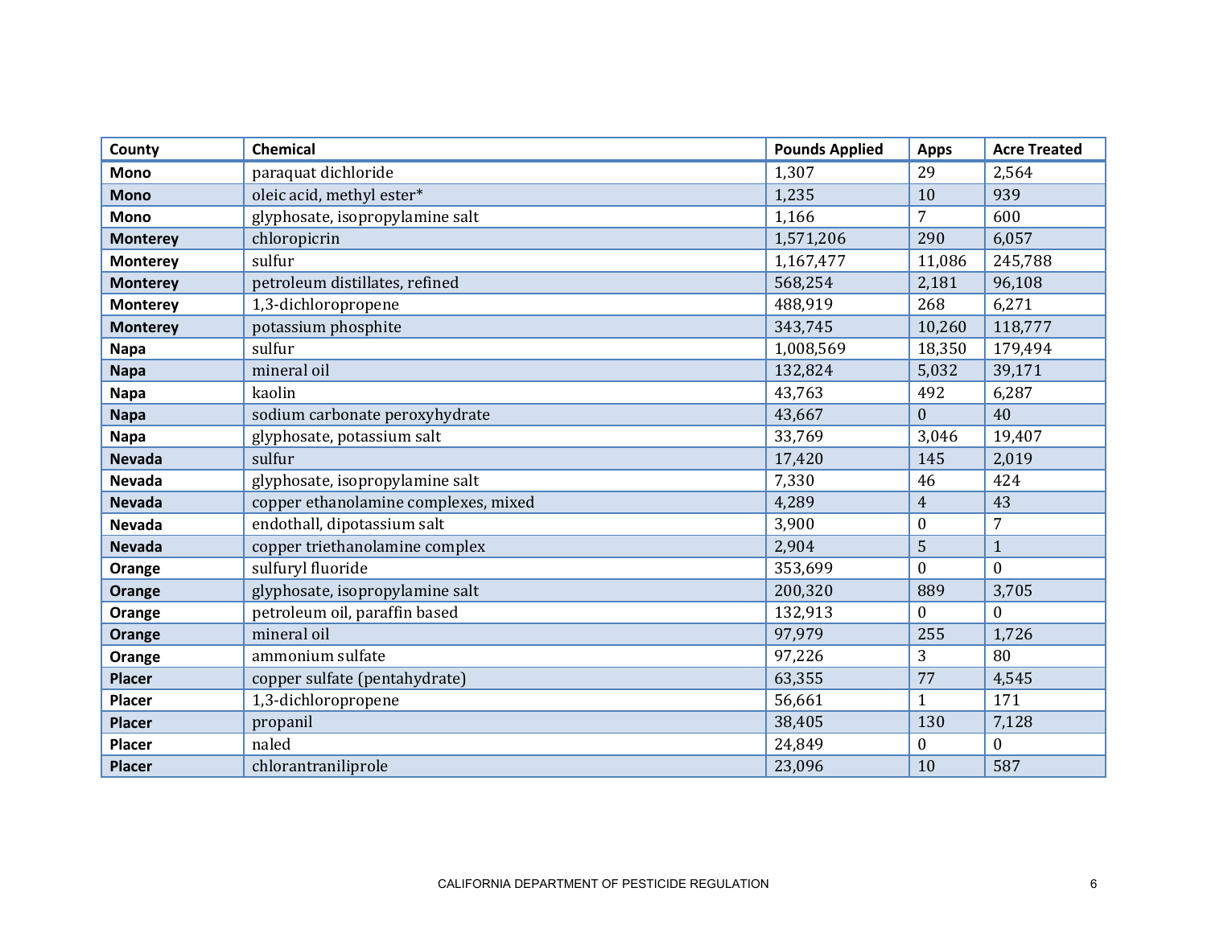| County | Chemical | Pounds Applied | Apps | Acre Treated |
|---|---|---|---|---|
| **Mono** | paraquat dichloride | 1,307 | 29 | 2,564 |
| **Mono** | oleic acid, methyl ester* | 1,235 | 10 | 939 |
| **Mono** | glyphosate, isopropylamine salt | 1,166 | 7 | 600 |
| **Monterey** | chloropicrin | 1,571,206 | 290 | 6,057 |
| **Monterey** | sulfur | 1,167,477 | 11,086 | 245,788 |
| **Monterey** | petroleum distillates, refined | 568,254 | 2,181 | 96,108 |
| **Monterey** | 1,3-dichloropropene | 488,919 | 268 | 6,271 |
| **Monterey** | potassium phosphite | 343,745 | 10,260 | 118,777 |
| **Napa** | sulfur | 1,008,569 | 18,350 | 179,494 |
| **Napa** | mineral oil | 132,824 | 5,032 | 39,171 |
| **Napa** | kaolin | 43,763 | 492 | 6,287 |
| **Napa** | sodium carbonate peroxyhydrate | 43,667 | 0 | 40 |
| **Napa** | glyphosate, potassium salt | 33,769 | 3,046 | 19,407 |
| **Nevada** | sulfur | 17,420 | 145 | 2,019 |
| **Nevada** | glyphosate, isopropylamine salt | 7,330 | 46 | 424 |
| **Nevada** | copper ethanolamine complexes, mixed | 4,289 | 4 | 43 |
| **Nevada** | endothall, dipotassium salt | 3,900 | 0 | 7 |
| **Nevada** | copper triethanolamine complex | 2,904 | 5 | 1 |
| **Orange** | sulfuryl fluoride | 353,699 | 0 | 0 |
| **Orange** | glyphosate, isopropylamine salt | 200,320 | 889 | 3,705 |
| **Orange** | petroleum oil, paraffin based | 132,913 | 0 | 0 |
| **Orange** | mineral oil | 97,979 | 255 | 1,726 |
| **Orange** | ammonium sulfate | 97,226 | 3 | 80 |
| **Placer** | copper sulfate (pentahydrate) | 63,355 | 77 | 4,545 |
| **Placer** | 1,3-dichloropropene | 56,661 | 1 | 171 |
| **Placer** | propanil | 38,405 | 130 | 7,128 |
| **Placer** | naled | 24,849 | 0 | 0 |
| **Placer** | chlorantraniliprole | 23,096 | 10 | 587 |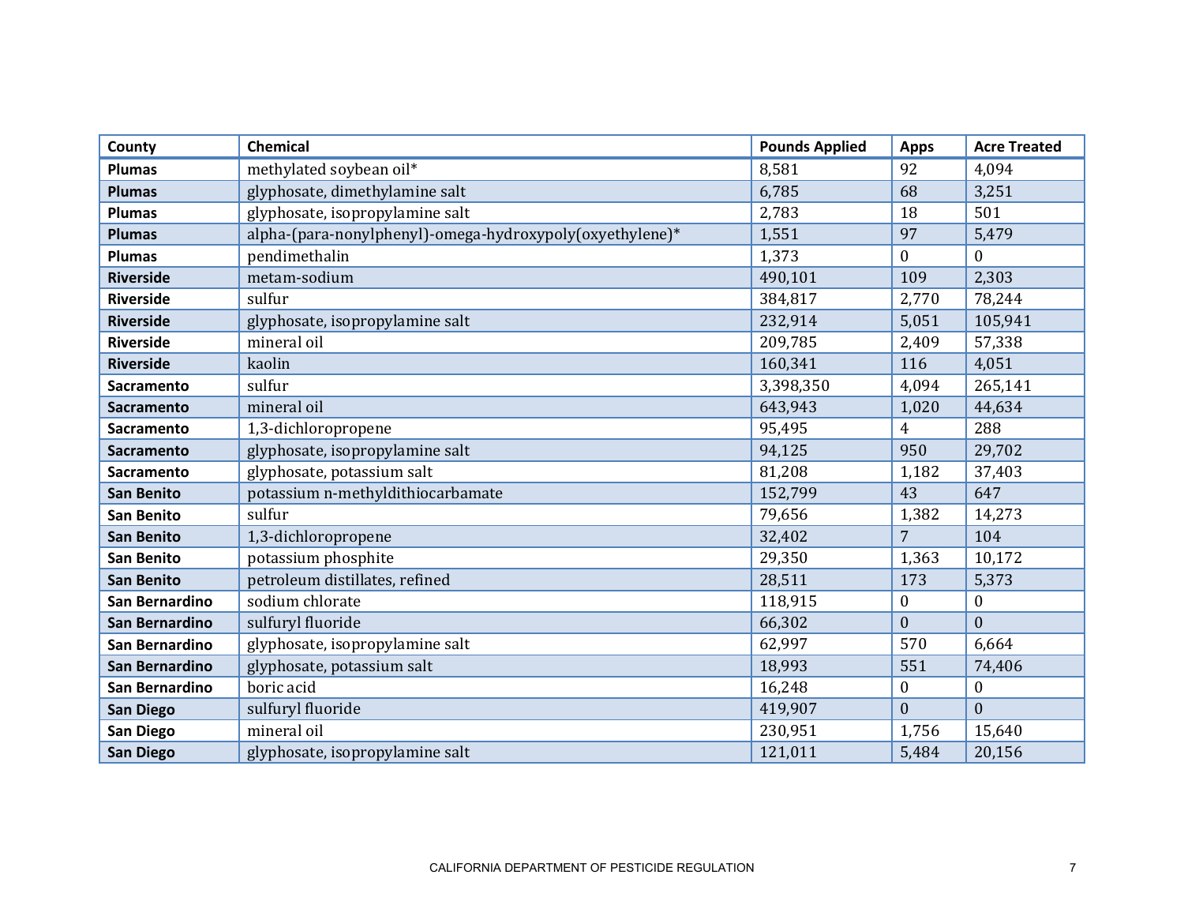| County | Chemical | Pounds Applied | Apps | Acre Treated |
|---|---|---|---|---|
| **Plumas** | methylated soybean oil* | 8,581 | 92 | 4,094 |
| **Plumas** | glyphosate, dimethylamine salt | 6,785 | 68 | 3,251 |
| **Plumas** | glyphosate, isopropylamine salt | 2,783 | 18 | 501 |
| **Plumas** | alpha-(para-nonylphenyl)-omega-hydroxypoly(oxyethylene)* | 1,551 | 97 | 5,479 |
| **Plumas** | pendimethalin | 1,373 | 0 | 0 |
| **Riverside** | metam-sodium | 490,101 | 109 | 2,303 |
| **Riverside** | sulfur | 384,817 | 2,770 | 78,244 |
| **Riverside** | glyphosate, isopropylamine salt | 232,914 | 5,051 | 105,941 |
| **Riverside** | mineral oil | 209,785 | 2,409 | 57,338 |
| **Riverside** | kaolin | 160,341 | 116 | 4,051 |
| **Sacramento** | sulfur | 3,398,350 | 4,094 | 265,141 |
| **Sacramento** | mineral oil | 643,943 | 1,020 | 44,634 |
| **Sacramento** | 1,3-dichloropropene | 95,495 | 4 | 288 |
| **Sacramento** | glyphosate, isopropylamine salt | 94,125 | 950 | 29,702 |
| **Sacramento** | glyphosate, potassium salt | 81,208 | 1,182 | 37,403 |
| **San Benito** | potassium n-methyldithiocarbamate | 152,799 | 43 | 647 |
| **San Benito** | sulfur | 79,656 | 1,382 | 14,273 |
| **San Benito** | 1,3-dichloropropene | 32,402 | 7 | 104 |
| **San Benito** | potassium phosphite | 29,350 | 1,363 | 10,172 |
| **San Benito** | petroleum distillates, refined | 28,511 | 173 | 5,373 |
| **San Bernardino** | sodium chlorate | 118,915 | 0 | 0 |
| **San Bernardino** | sulfuryl fluoride | 66,302 | 0 | 0 |
| **San Bernardino** | glyphosate, isopropylamine salt | 62,997 | 570 | 6,664 |
| **San Bernardino** | glyphosate, potassium salt | 18,993 | 551 | 74,406 |
| **San Bernardino** | boric acid | 16,248 | 0 | 0 |
| **San Diego** | sulfuryl fluoride | 419,907 | 0 | 0 |
| **San Diego** | mineral oil | 230,951 | 1,756 | 15,640 |
| **San Diego** | glyphosate, isopropylamine salt | 121,011 | 5,484 | 20,156 |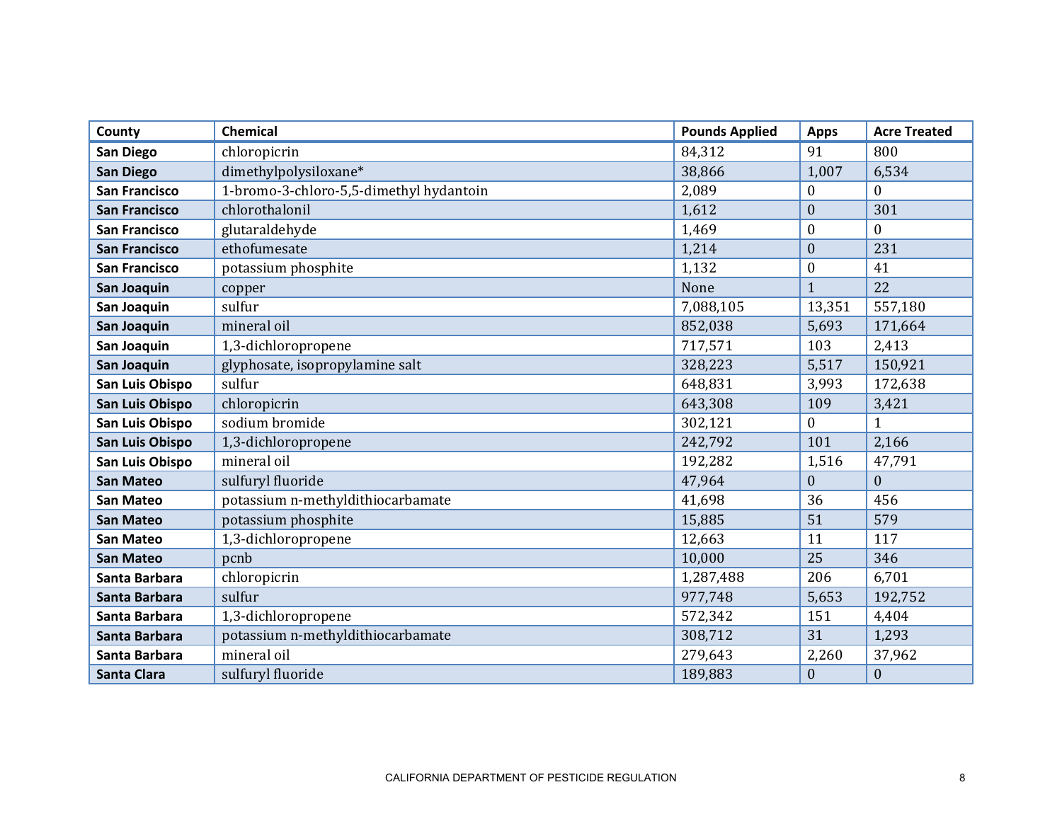| County | Chemical | Pounds Applied | Apps | Acre Treated |
| --- | --- | --- | --- | --- |
| San Diego | chloropicrin | 84,312 | 91 | 800 |
| San Diego | dimethylpolysiloxane* | 38,866 | 1,007 | 6,534 |
| San Francisco | 1-bromo-3-chloro-5,5-dimethyl hydantoin | 2,089 | 0 | 0 |
| San Francisco | chlorothalonil | 1,612 | 0 | 301 |
| San Francisco | glutaraldehyde | 1,469 | 0 | 0 |
| San Francisco | ethofumesate | 1,214 | 0 | 231 |
| San Francisco | potassium phosphite | 1,132 | 0 | 41 |
| San Joaquin | copper | None | 1 | 22 |
| San Joaquin | sulfur | 7,088,105 | 13,351 | 557,180 |
| San Joaquin | mineral oil | 852,038 | 5,693 | 171,664 |
| San Joaquin | 1,3-dichloropropene | 717,571 | 103 | 2,413 |
| San Joaquin | glyphosate, isopropylamine salt | 328,223 | 5,517 | 150,921 |
| San Luis Obispo | sulfur | 648,831 | 3,993 | 172,638 |
| San Luis Obispo | chloropicrin | 643,308 | 109 | 3,421 |
| San Luis Obispo | sodium bromide | 302,121 | 0 | 1 |
| San Luis Obispo | 1,3-dichloropropene | 242,792 | 101 | 2,166 |
| San Luis Obispo | mineral oil | 192,282 | 1,516 | 47,791 |
| San Mateo | sulfuryl fluoride | 47,964 | 0 | 0 |
| San Mateo | potassium n-methyldithiocarbamate | 41,698 | 36 | 456 |
| San Mateo | potassium phosphite | 15,885 | 51 | 579 |
| San Mateo | 1,3-dichloropropene | 12,663 | 11 | 117 |
| San Mateo | pcnb | 10,000 | 25 | 346 |
| Santa Barbara | chloropicrin | 1,287,488 | 206 | 6,701 |
| Santa Barbara | sulfur | 977,748 | 5,653 | 192,752 |
| Santa Barbara | 1,3-dichloropropene | 572,342 | 151 | 4,404 |
| Santa Barbara | potassium n-methyldithiocarbamate | 308,712 | 31 | 1,293 |
| Santa Barbara | mineral oil | 279,643 | 2,260 | 37,962 |
| Santa Clara | sulfuryl fluoride | 189,883 | 0 | 0 |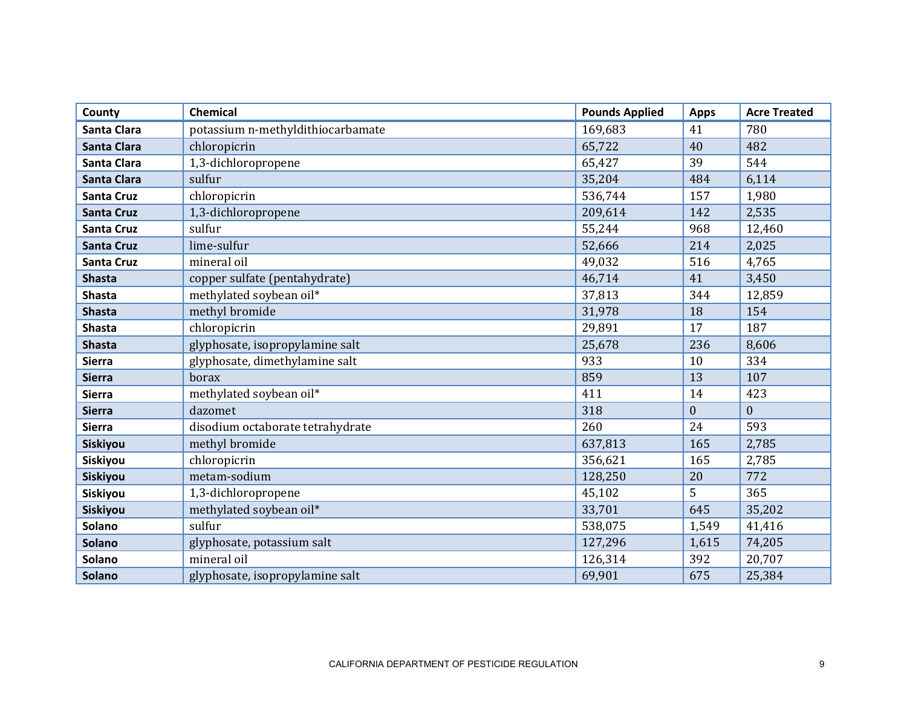| County | Chemical | Pounds Applied | Apps | Acre Treated |
|---|---|---|---|---|
| **Santa Clara** | potassium n-methyldithiocarbamate | 169,683 | 41 | 780 |
| **Santa Clara** | chloropicrin | 65,722 | 40 | 482 |
| **Santa Clara** | 1,3-dichloropropene | 65,427 | 39 | 544 |
| **Santa Clara** | sulfur | 35,204 | 484 | 6,114 |
| **Santa Cruz** | chloropicrin | 536,744 | 157 | 1,980 |
| **Santa Cruz** | 1,3-dichloropropene | 209,614 | 142 | 2,535 |
| **Santa Cruz** | sulfur | 55,244 | 968 | 12,460 |
| **Santa Cruz** | lime-sulfur | 52,666 | 214 | 2,025 |
| **Santa Cruz** | mineral oil | 49,032 | 516 | 4,765 |
| **Shasta** | copper sulfate (pentahydrate) | 46,714 | 41 | 3,450 |
| **Shasta** | methylated soybean oil* | 37,813 | 344 | 12,859 |
| **Shasta** | methyl bromide | 31,978 | 18 | 154 |
| **Shasta** | chloropicrin | 29,891 | 17 | 187 |
| **Shasta** | glyphosate, isopropylamine salt | 25,678 | 236 | 8,606 |
| **Sierra** | glyphosate, dimethylamine salt | 933 | 10 | 334 |
| **Sierra** | borax | 859 | 13 | 107 |
| **Sierra** | methylated soybean oil* | 411 | 14 | 423 |
| **Sierra** | dazomet | 318 | 0 | 0 |
| **Sierra** | disodium octaborate tetrahydrate | 260 | 24 | 593 |
| **Siskiyou** | methyl bromide | 637,813 | 165 | 2,785 |
| **Siskiyou** | chloropicrin | 356,621 | 165 | 2,785 |
| **Siskiyou** | metam-sodium | 128,250 | 20 | 772 |
| **Siskiyou** | 1,3-dichloropropene | 45,102 | 5 | 365 |
| **Siskiyou** | methylated soybean oil* | 33,701 | 645 | 35,202 |
| **Solano** | sulfur | 538,075 | 1,549 | 41,416 |
| **Solano** | glyphosate, potassium salt | 127,296 | 1,615 | 74,205 |
| **Solano** | mineral oil | 126,314 | 392 | 20,707 |
| **Solano** | glyphosate, isopropylamine salt | 69,901 | 675 | 25,384 |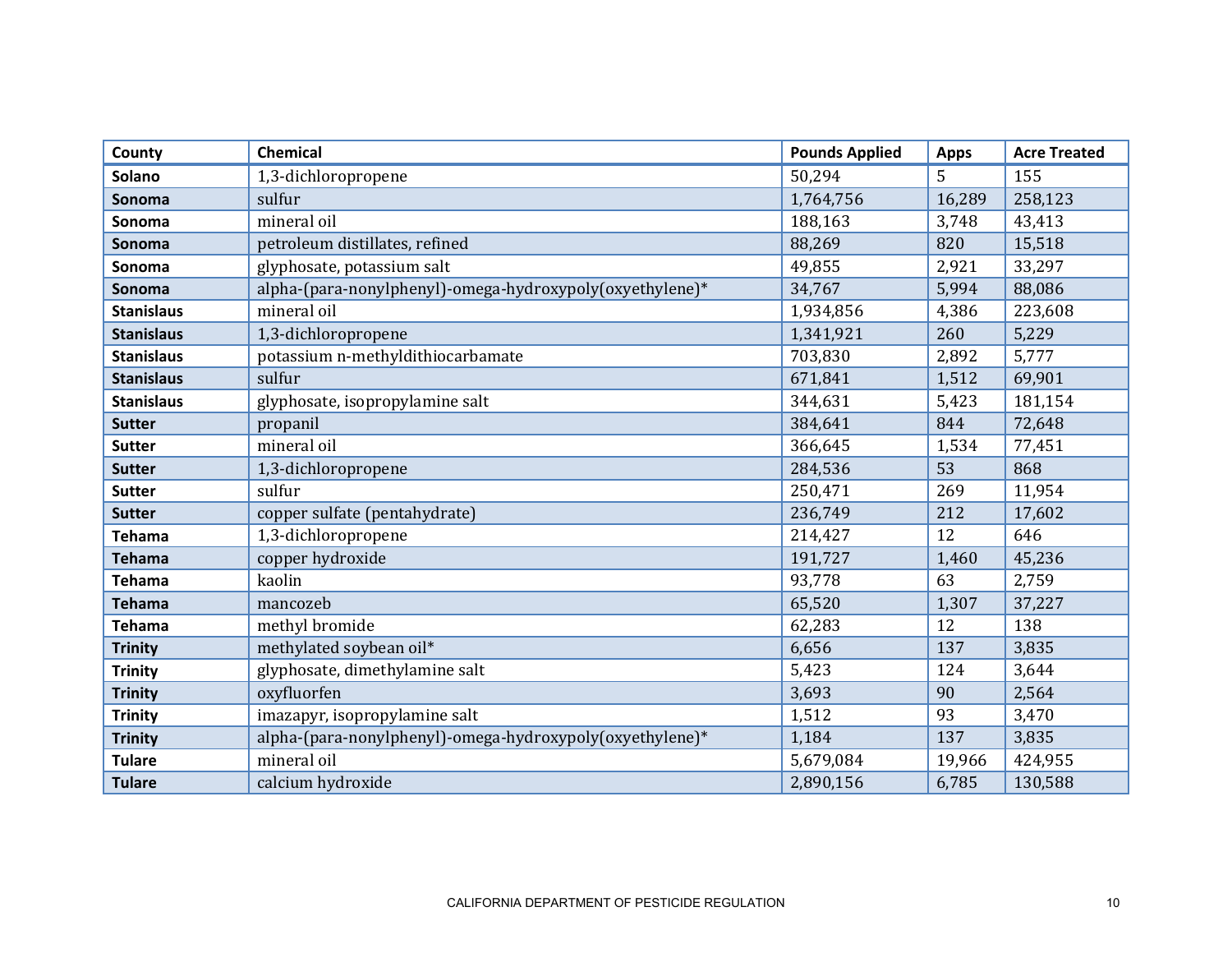| County | Chemical | Pounds Applied | Apps | Acre Treated |
|---|---|---|---|---|
| Solano | 1,3-dichloropropene | 50,294 | 5 | 155 |
| Sonoma | sulfur | 1,764,756 | 16,289 | 258,123 |
| Sonoma | mineral oil | 188,163 | 3,748 | 43,413 |
| Sonoma | petroleum distillates, refined | 88,269 | 820 | 15,518 |
| Sonoma | glyphosate, potassium salt | 49,855 | 2,921 | 33,297 |
| Sonoma | alpha-(para-nonylphenyl)-omega-hydroxypoly(oxyethylene)* | 34,767 | 5,994 | 88,086 |
| Stanislaus | mineral oil | 1,934,856 | 4,386 | 223,608 |
| Stanislaus | 1,3-dichloropropene | 1,341,921 | 260 | 5,229 |
| Stanislaus | potassium n-methyldithiocarbamate | 703,830 | 2,892 | 5,777 |
| Stanislaus | sulfur | 671,841 | 1,512 | 69,901 |
| Stanislaus | glyphosate, isopropylamine salt | 344,631 | 5,423 | 181,154 |
| Sutter | propanil | 384,641 | 844 | 72,648 |
| Sutter | mineral oil | 366,645 | 1,534 | 77,451 |
| Sutter | 1,3-dichloropropene | 284,536 | 53 | 868 |
| Sutter | sulfur | 250,471 | 269 | 11,954 |
| Sutter | copper sulfate (pentahydrate) | 236,749 | 212 | 17,602 |
| Tehama | 1,3-dichloropropene | 214,427 | 12 | 646 |
| Tehama | copper hydroxide | 191,727 | 1,460 | 45,236 |
| Tehama | kaolin | 93,778 | 63 | 2,759 |
| Tehama | mancozeb | 65,520 | 1,307 | 37,227 |
| Tehama | methyl bromide | 62,283 | 12 | 138 |
| Trinity | methylated soybean oil* | 6,656 | 137 | 3,835 |
| Trinity | glyphosate, dimethylamine salt | 5,423 | 124 | 3,644 |
| Trinity | oxyfluorfen | 3,693 | 90 | 2,564 |
| Trinity | imazapyr, isopropylamine salt | 1,512 | 93 | 3,470 |
| Trinity | alpha-(para-nonylphenyl)-omega-hydroxypoly(oxyethylene)* | 1,184 | 137 | 3,835 |
| Tulare | mineral oil | 5,679,084 | 19,966 | 424,955 |
| Tulare | calcium hydroxide | 2,890,156 | 6,785 | 130,588 |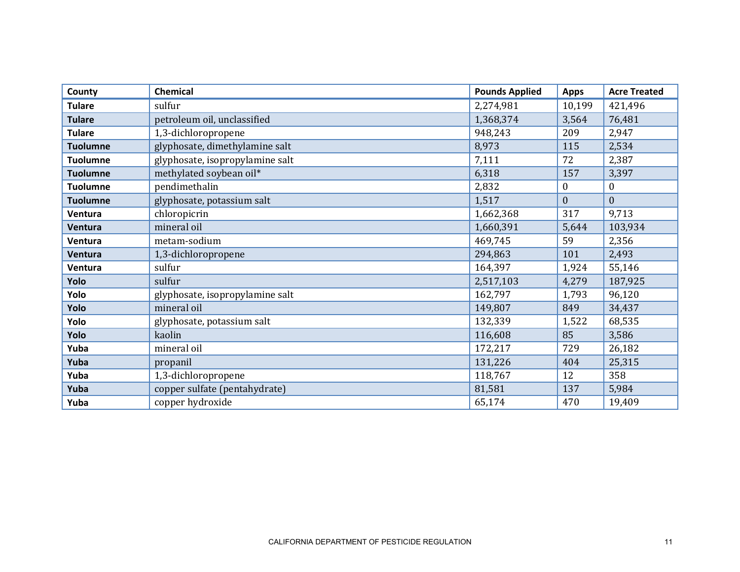| County | Chemical | Pounds Applied | Apps | Acre Treated |
|---|---|---|---|---|
| **Tulare** | sulfur | 2,274,981 | 10,199 | 421,496 |
| **Tulare** | petroleum oil, unclassified | 1,368,374 | 3,564 | 76,481 |
| **Tulare** | 1,3-dichloropropene | 948,243 | 209 | 2,947 |
| **Tuolumne** | glyphosate, dimethylamine salt | 8,973 | 115 | 2,534 |
| **Tuolumne** | glyphosate, isopropylamine salt | 7,111 | 72 | 2,387 |
| **Tuolumne** | methylated soybean oil* | 6,318 | 157 | 3,397 |
| **Tuolumne** | pendimethalin | 2,832 | 0 | 0 |
| **Tuolumne** | glyphosate, potassium salt | 1,517 | 0 | 0 |
| **Ventura** | chloropicrin | 1,662,368 | 317 | 9,713 |
| **Ventura** | mineral oil | 1,660,391 | 5,644 | 103,934 |
| **Ventura** | metam-sodium | 469,745 | 59 | 2,356 |
| **Ventura** | 1,3-dichloropropene | 294,863 | 101 | 2,493 |
| **Ventura** | sulfur | 164,397 | 1,924 | 55,146 |
| **Yolo** | sulfur | 2,517,103 | 4,279 | 187,925 |
| **Yolo** | glyphosate, isopropylamine salt | 162,797 | 1,793 | 96,120 |
| **Yolo** | mineral oil | 149,807 | 849 | 34,437 |
| **Yolo** | glyphosate, potassium salt | 132,339 | 1,522 | 68,535 |
| **Yolo** | kaolin | 116,608 | 85 | 3,586 |
| **Yuba** | mineral oil | 172,217 | 729 | 26,182 |
| **Yuba** | propanil | 131,226 | 404 | 25,315 |
| **Yuba** | 1,3-dichloropropene | 118,767 | 12 | 358 |
| **Yuba** | copper sulfate (pentahydrate) | 81,581 | 137 | 5,984 |
| **Yuba** | copper hydroxide | 65,174 | 470 | 19,409 |